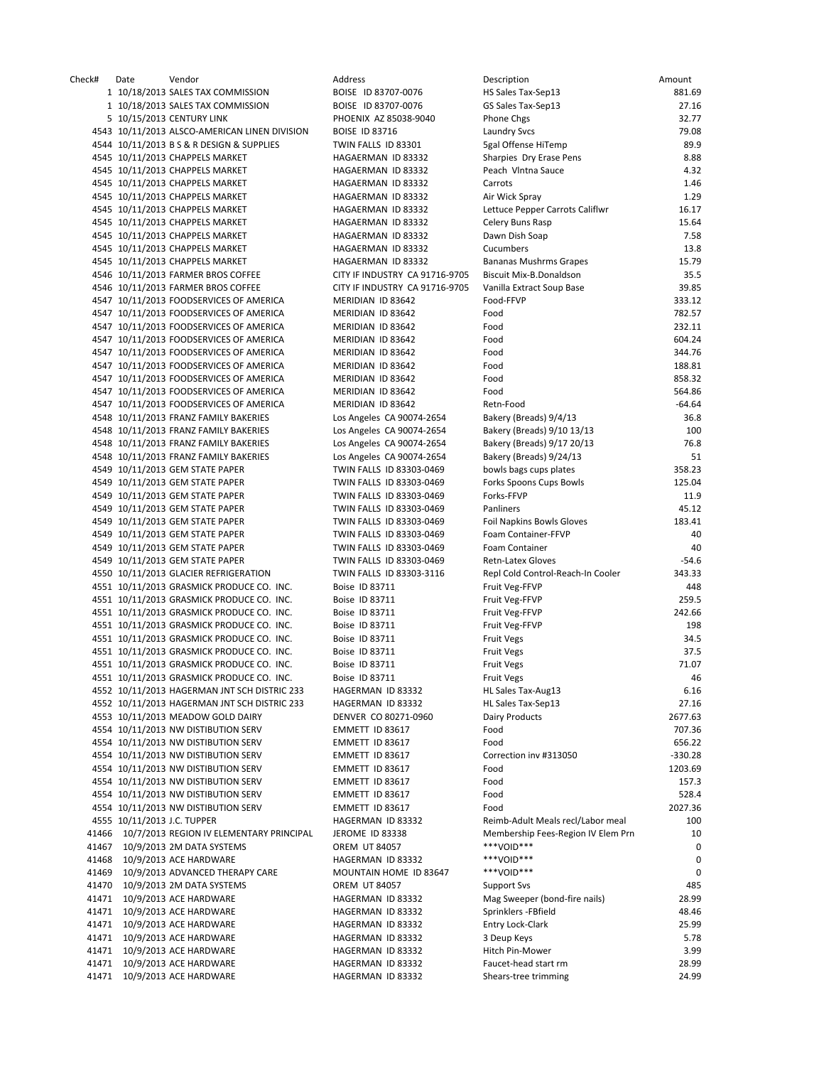| Check# | Date | Vendor | Address | Description | Amount |
|---|---|---|---|---|---|
| 1 | 10/18/2013 | SALES TAX COMMISSION | BOISE ID 83707-0076 | HS Sales Tax-Sep13 | 881.69 |
| 1 | 10/18/2013 | SALES TAX COMMISSION | BOISE ID 83707-0076 | GS Sales Tax-Sep13 | 27.16 |
| 5 | 10/15/2013 | CENTURY LINK | PHOENIX AZ 85038-9040 | Phone Chgs | 32.77 |
| 4543 | 10/11/2013 | ALSCO-AMERICAN LINEN DIVISION | BOISE ID 83716 | Laundry Svcs | 79.08 |
| 4544 | 10/11/2013 | B S & R DESIGN & SUPPLIES | TWIN FALLS ID 83301 | 5gal Offense HiTemp | 89.9 |
| 4545 | 10/11/2013 | CHAPPELS MARKET | HAGAERMAN ID 83332 | Sharpies Dry Erase Pens | 8.88 |
| 4545 | 10/11/2013 | CHAPPELS MARKET | HAGAERMAN ID 83332 | Peach Vlntna Sauce | 4.32 |
| 4545 | 10/11/2013 | CHAPPELS MARKET | HAGAERMAN ID 83332 | Carrots | 1.46 |
| 4545 | 10/11/2013 | CHAPPELS MARKET | HAGAERMAN ID 83332 | Air Wick Spray | 1.29 |
| 4545 | 10/11/2013 | CHAPPELS MARKET | HAGAERMAN ID 83332 | Lettuce Pepper Carrots Califlwr | 16.17 |
| 4545 | 10/11/2013 | CHAPPELS MARKET | HAGAERMAN ID 83332 | Celery Buns Rasp | 15.64 |
| 4545 | 10/11/2013 | CHAPPELS MARKET | HAGAERMAN ID 83332 | Dawn Dish Soap | 7.58 |
| 4545 | 10/11/2013 | CHAPPELS MARKET | HAGAERMAN ID 83332 | Cucumbers | 13.8 |
| 4545 | 10/11/2013 | CHAPPELS MARKET | HAGAERMAN ID 83332 | Bananas Mushrms Grapes | 15.79 |
| 4546 | 10/11/2013 | FARMER BROS COFFEE | CITY IF INDUSTRY CA 91716-9705 | Biscuit Mix-B.Donaldson | 35.5 |
| 4546 | 10/11/2013 | FARMER BROS COFFEE | CITY IF INDUSTRY CA 91716-9705 | Vanilla Extract Soup Base | 39.85 |
| 4547 | 10/11/2013 | FOODSERVICES OF AMERICA | MERIDIAN ID 83642 | Food-FFVP | 333.12 |
| 4547 | 10/11/2013 | FOODSERVICES OF AMERICA | MERIDIAN ID 83642 | Food | 782.57 |
| 4547 | 10/11/2013 | FOODSERVICES OF AMERICA | MERIDIAN ID 83642 | Food | 232.11 |
| 4547 | 10/11/2013 | FOODSERVICES OF AMERICA | MERIDIAN ID 83642 | Food | 604.24 |
| 4547 | 10/11/2013 | FOODSERVICES OF AMERICA | MERIDIAN ID 83642 | Food | 344.76 |
| 4547 | 10/11/2013 | FOODSERVICES OF AMERICA | MERIDIAN ID 83642 | Food | 188.81 |
| 4547 | 10/11/2013 | FOODSERVICES OF AMERICA | MERIDIAN ID 83642 | Food | 858.32 |
| 4547 | 10/11/2013 | FOODSERVICES OF AMERICA | MERIDIAN ID 83642 | Food | 564.86 |
| 4547 | 10/11/2013 | FOODSERVICES OF AMERICA | MERIDIAN ID 83642 | Retn-Food | -64.64 |
| 4548 | 10/11/2013 | FRANZ FAMILY BAKERIES | Los Angeles CA 90074-2654 | Bakery (Breads) 9/4/13 | 36.8 |
| 4548 | 10/11/2013 | FRANZ FAMILY BAKERIES | Los Angeles CA 90074-2654 | Bakery (Breads) 9/10 13/13 | 100 |
| 4548 | 10/11/2013 | FRANZ FAMILY BAKERIES | Los Angeles CA 90074-2654 | Bakery (Breads) 9/17 20/13 | 76.8 |
| 4548 | 10/11/2013 | FRANZ FAMILY BAKERIES | Los Angeles CA 90074-2654 | Bakery (Breads) 9/24/13 | 51 |
| 4549 | 10/11/2013 | GEM STATE PAPER | TWIN FALLS ID 83303-0469 | bowls bags cups plates | 358.23 |
| 4549 | 10/11/2013 | GEM STATE PAPER | TWIN FALLS ID 83303-0469 | Forks Spoons Cups Bowls | 125.04 |
| 4549 | 10/11/2013 | GEM STATE PAPER | TWIN FALLS ID 83303-0469 | Forks-FFVP | 11.9 |
| 4549 | 10/11/2013 | GEM STATE PAPER | TWIN FALLS ID 83303-0469 | Panliners | 45.12 |
| 4549 | 10/11/2013 | GEM STATE PAPER | TWIN FALLS ID 83303-0469 | Foil Napkins Bowls Gloves | 183.41 |
| 4549 | 10/11/2013 | GEM STATE PAPER | TWIN FALLS ID 83303-0469 | Foam Container-FFVP | 40 |
| 4549 | 10/11/2013 | GEM STATE PAPER | TWIN FALLS ID 83303-0469 | Foam Container | 40 |
| 4549 | 10/11/2013 | GEM STATE PAPER | TWIN FALLS ID 83303-0469 | Retn-Latex Gloves | -54.6 |
| 4550 | 10/11/2013 | GLACIER REFRIGERATION | TWIN FALLS ID 83303-3116 | Repl Cold Control-Reach-In Cooler | 343.33 |
| 4551 | 10/11/2013 | GRASMICK PRODUCE CO. INC. | Boise ID 83711 | Fruit Veg-FFVP | 448 |
| 4551 | 10/11/2013 | GRASMICK PRODUCE CO. INC. | Boise ID 83711 | Fruit Veg-FFVP | 259.5 |
| 4551 | 10/11/2013 | GRASMICK PRODUCE CO. INC. | Boise ID 83711 | Fruit Veg-FFVP | 242.66 |
| 4551 | 10/11/2013 | GRASMICK PRODUCE CO. INC. | Boise ID 83711 | Fruit Veg-FFVP | 198 |
| 4551 | 10/11/2013 | GRASMICK PRODUCE CO. INC. | Boise ID 83711 | Fruit Vegs | 34.5 |
| 4551 | 10/11/2013 | GRASMICK PRODUCE CO. INC. | Boise ID 83711 | Fruit Vegs | 37.5 |
| 4551 | 10/11/2013 | GRASMICK PRODUCE CO. INC. | Boise ID 83711 | Fruit Vegs | 71.07 |
| 4551 | 10/11/2013 | GRASMICK PRODUCE CO. INC. | Boise ID 83711 | Fruit Vegs | 46 |
| 4552 | 10/11/2013 | HAGERMAN JNT SCH DISTRIC 233 | HAGERMAN ID 83332 | HL Sales Tax-Aug13 | 6.16 |
| 4552 | 10/11/2013 | HAGERMAN JNT SCH DISTRIC 233 | HAGERMAN ID 83332 | HL Sales Tax-Sep13 | 27.16 |
| 4553 | 10/11/2013 | MEADOW GOLD DAIRY | DENVER CO 80271-0960 | Dairy Products | 2677.63 |
| 4554 | 10/11/2013 | NW DISTIBUTION SERV | EMMETT ID 83617 | Food | 707.36 |
| 4554 | 10/11/2013 | NW DISTIBUTION SERV | EMMETT ID 83617 | Food | 656.22 |
| 4554 | 10/11/2013 | NW DISTIBUTION SERV | EMMETT ID 83617 | Correction inv #313050 | -330.28 |
| 4554 | 10/11/2013 | NW DISTIBUTION SERV | EMMETT ID 83617 | Food | 1203.69 |
| 4554 | 10/11/2013 | NW DISTIBUTION SERV | EMMETT ID 83617 | Food | 157.3 |
| 4554 | 10/11/2013 | NW DISTIBUTION SERV | EMMETT ID 83617 | Food | 528.4 |
| 4554 | 10/11/2013 | NW DISTIBUTION SERV | EMMETT ID 83617 | Food | 2027.36 |
| 4555 | 10/11/2013 | J.C. TUPPER | HAGERMAN ID 83332 | Reimb-Adult Meals recl/Labor meal | 100 |
| 41466 | 10/7/2013 | REGION IV ELEMENTARY PRINCIPAL | JEROME ID 83338 | Membership Fees-Region IV Elem Prn | 10 |
| 41467 | 10/9/2013 | 2M DATA SYSTEMS | OREM UT 84057 | ***VOID*** | 0 |
| 41468 | 10/9/2013 | ACE HARDWARE | HAGERMAN ID 83332 | ***VOID*** | 0 |
| 41469 | 10/9/2013 | ADVANCED THERAPY CARE | MOUNTAIN HOME ID 83647 | ***VOID*** | 0 |
| 41470 | 10/9/2013 | 2M DATA SYSTEMS | OREM UT 84057 | Support Svs | 485 |
| 41471 | 10/9/2013 | ACE HARDWARE | HAGERMAN ID 83332 | Mag Sweeper (bond-fire nails) | 28.99 |
| 41471 | 10/9/2013 | ACE HARDWARE | HAGERMAN ID 83332 | Sprinklers -FBfield | 48.46 |
| 41471 | 10/9/2013 | ACE HARDWARE | HAGERMAN ID 83332 | Entry Lock-Clark | 25.99 |
| 41471 | 10/9/2013 | ACE HARDWARE | HAGERMAN ID 83332 | 3 Deup Keys | 5.78 |
| 41471 | 10/9/2013 | ACE HARDWARE | HAGERMAN ID 83332 | Hitch Pin-Mower | 3.99 |
| 41471 | 10/9/2013 | ACE HARDWARE | HAGERMAN ID 83332 | Faucet-head start rm | 28.99 |
| 41471 | 10/9/2013 | ACE HARDWARE | HAGERMAN ID 83332 | Shears-tree trimming | 24.99 |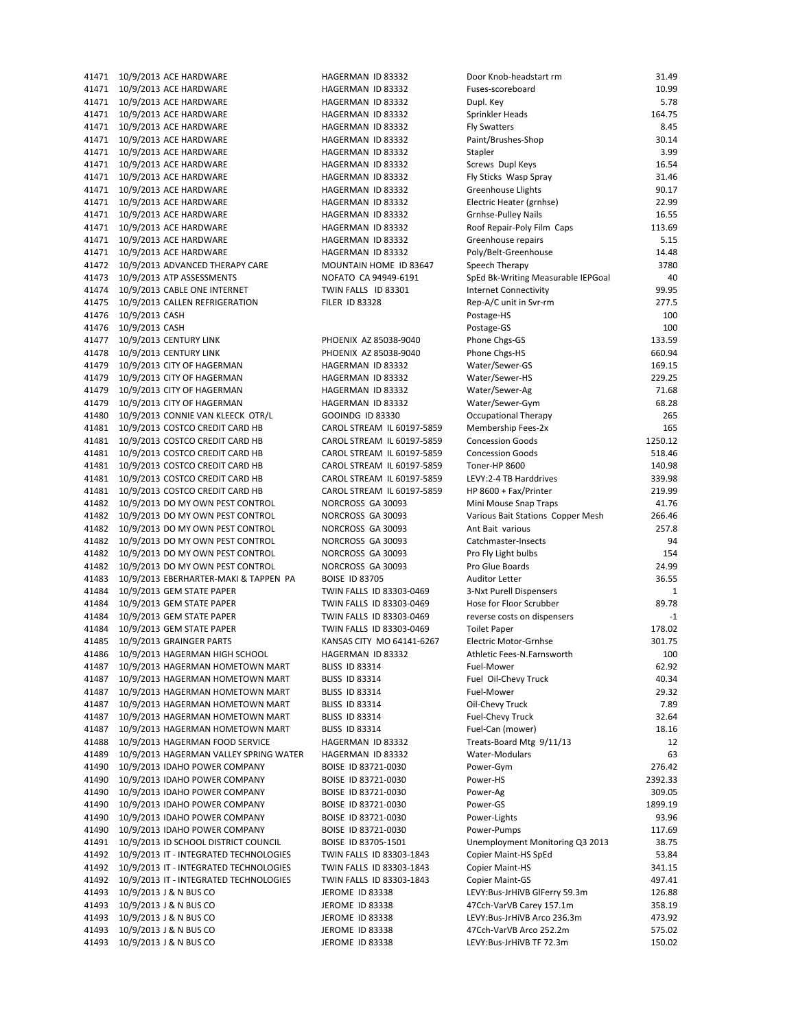| | | | | | |
|---|---|---|---|---|---|
| 41471 | 10/9/2013 | ACE HARDWARE | HAGERMAN ID 83332 | Door Knob-headstart rm | 31.49 |
| 41471 | 10/9/2013 | ACE HARDWARE | HAGERMAN ID 83332 | Fuses-scoreboard | 10.99 |
| 41471 | 10/9/2013 | ACE HARDWARE | HAGERMAN ID 83332 | Dupl. Key | 5.78 |
| 41471 | 10/9/2013 | ACE HARDWARE | HAGERMAN ID 83332 | Sprinkler Heads | 164.75 |
| 41471 | 10/9/2013 | ACE HARDWARE | HAGERMAN ID 83332 | Fly Swatters | 8.45 |
| 41471 | 10/9/2013 | ACE HARDWARE | HAGERMAN ID 83332 | Paint/Brushes-Shop | 30.14 |
| 41471 | 10/9/2013 | ACE HARDWARE | HAGERMAN ID 83332 | Stapler | 3.99 |
| 41471 | 10/9/2013 | ACE HARDWARE | HAGERMAN ID 83332 | Screws Dupl Keys | 16.54 |
| 41471 | 10/9/2013 | ACE HARDWARE | HAGERMAN ID 83332 | Fly Sticks Wasp Spray | 31.46 |
| 41471 | 10/9/2013 | ACE HARDWARE | HAGERMAN ID 83332 | Greenhouse Llights | 90.17 |
| 41471 | 10/9/2013 | ACE HARDWARE | HAGERMAN ID 83332 | Electric Heater (grnhse) | 22.99 |
| 41471 | 10/9/2013 | ACE HARDWARE | HAGERMAN ID 83332 | Grnhse-Pulley Nails | 16.55 |
| 41471 | 10/9/2013 | ACE HARDWARE | HAGERMAN ID 83332 | Roof Repair-Poly Film Caps | 113.69 |
| 41471 | 10/9/2013 | ACE HARDWARE | HAGERMAN ID 83332 | Greenhouse repairs | 5.15 |
| 41471 | 10/9/2013 | ACE HARDWARE | HAGERMAN ID 83332 | Poly/Belt-Greenhouse | 14.48 |
| 41472 | 10/9/2013 | ADVANCED THERAPY CARE | MOUNTAIN HOME ID 83647 | Speech Therapy | 3780 |
| 41473 | 10/9/2013 | ATP ASSESSMENTS | NOFATO CA 94949-6191 | SpEd Bk-Writing Measurable IEPGoal | 40 |
| 41474 | 10/9/2013 | CABLE ONE INTERNET | TWIN FALLS ID 83301 | Internet Connectivity | 99.95 |
| 41475 | 10/9/2013 | CALLEN REFRIGERATION | FILER ID 83328 | Rep-A/C unit in Svr-rm | 277.5 |
| 41476 | 10/9/2013 | CASH | | Postage-HS | 100 |
| 41476 | 10/9/2013 | CASH | | Postage-GS | 100 |
| 41477 | 10/9/2013 | CENTURY LINK | PHOENIX AZ 85038-9040 | Phone Chgs-GS | 133.59 |
| 41478 | 10/9/2013 | CENTURY LINK | PHOENIX AZ 85038-9040 | Phone Chgs-HS | 660.94 |
| 41479 | 10/9/2013 | CITY OF HAGERMAN | HAGERMAN ID 83332 | Water/Sewer-GS | 169.15 |
| 41479 | 10/9/2013 | CITY OF HAGERMAN | HAGERMAN ID 83332 | Water/Sewer-HS | 229.25 |
| 41479 | 10/9/2013 | CITY OF HAGERMAN | HAGERMAN ID 83332 | Water/Sewer-Ag | 71.68 |
| 41479 | 10/9/2013 | CITY OF HAGERMAN | HAGERMAN ID 83332 | Water/Sewer-Gym | 68.28 |
| 41480 | 10/9/2013 | CONNIE VAN KLEECK OTR/L | GOOINDG ID 83330 | Occupational Therapy | 265 |
| 41481 | 10/9/2013 | COSTCO CREDIT CARD HB | CAROL STREAM IL 60197-5859 | Membership Fees-2x | 165 |
| 41481 | 10/9/2013 | COSTCO CREDIT CARD HB | CAROL STREAM IL 60197-5859 | Concession Goods | 1250.12 |
| 41481 | 10/9/2013 | COSTCO CREDIT CARD HB | CAROL STREAM IL 60197-5859 | Concession Goods | 518.46 |
| 41481 | 10/9/2013 | COSTCO CREDIT CARD HB | CAROL STREAM IL 60197-5859 | Toner-HP 8600 | 140.98 |
| 41481 | 10/9/2013 | COSTCO CREDIT CARD HB | CAROL STREAM IL 60197-5859 | LEVY:2-4 TB Harddrives | 339.98 |
| 41481 | 10/9/2013 | COSTCO CREDIT CARD HB | CAROL STREAM IL 60197-5859 | HP 8600 + Fax/Printer | 219.99 |
| 41482 | 10/9/2013 | DO MY OWN PEST CONTROL | NORCROSS GA 30093 | Mini Mouse Snap Traps | 41.76 |
| 41482 | 10/9/2013 | DO MY OWN PEST CONTROL | NORCROSS GA 30093 | Various Bait Stations Copper Mesh | 266.46 |
| 41482 | 10/9/2013 | DO MY OWN PEST CONTROL | NORCROSS GA 30093 | Ant Bait various | 257.8 |
| 41482 | 10/9/2013 | DO MY OWN PEST CONTROL | NORCROSS GA 30093 | Catchmaster-Insects | 94 |
| 41482 | 10/9/2013 | DO MY OWN PEST CONTROL | NORCROSS GA 30093 | Pro Fly Light bulbs | 154 |
| 41482 | 10/9/2013 | DO MY OWN PEST CONTROL | NORCROSS GA 30093 | Pro Glue Boards | 24.99 |
| 41483 | 10/9/2013 | EBERHARTER-MAKI & TAPPEN PA | BOISE ID 83705 | Auditor Letter | 36.55 |
| 41484 | 10/9/2013 | GEM STATE PAPER | TWIN FALLS ID 83303-0469 | 3-Nxt Purell Dispensers | 1 |
| 41484 | 10/9/2013 | GEM STATE PAPER | TWIN FALLS ID 83303-0469 | Hose for Floor Scrubber | 89.78 |
| 41484 | 10/9/2013 | GEM STATE PAPER | TWIN FALLS ID 83303-0469 | reverse costs on dispensers | -1 |
| 41484 | 10/9/2013 | GEM STATE PAPER | TWIN FALLS ID 83303-0469 | Toilet Paper | 178.02 |
| 41485 | 10/9/2013 | GRAINGER PARTS | KANSAS CITY MO 64141-6267 | Electric Motor-Grnhse | 301.75 |
| 41486 | 10/9/2013 | HAGERMAN HIGH SCHOOL | HAGERMAN ID 83332 | Athletic Fees-N.Farnsworth | 100 |
| 41487 | 10/9/2013 | HAGERMAN HOMETOWN MART | BLISS ID 83314 | Fuel-Mower | 62.92 |
| 41487 | 10/9/2013 | HAGERMAN HOMETOWN MART | BLISS ID 83314 | Fuel Oil-Chevy Truck | 40.34 |
| 41487 | 10/9/2013 | HAGERMAN HOMETOWN MART | BLISS ID 83314 | Fuel-Mower | 29.32 |
| 41487 | 10/9/2013 | HAGERMAN HOMETOWN MART | BLISS ID 83314 | Oil-Chevy Truck | 7.89 |
| 41487 | 10/9/2013 | HAGERMAN HOMETOWN MART | BLISS ID 83314 | Fuel-Chevy Truck | 32.64 |
| 41487 | 10/9/2013 | HAGERMAN HOMETOWN MART | BLISS ID 83314 | Fuel-Can (mower) | 18.16 |
| 41488 | 10/9/2013 | HAGERMAN FOOD SERVICE | HAGERMAN ID 83332 | Treats-Board Mtg 9/11/13 | 12 |
| 41489 | 10/9/2013 | HAGERMAN VALLEY SPRING WATER | HAGERMAN ID 83332 | Water-Modulars | 63 |
| 41490 | 10/9/2013 | IDAHO POWER COMPANY | BOISE ID 83721-0030 | Power-Gym | 276.42 |
| 41490 | 10/9/2013 | IDAHO POWER COMPANY | BOISE ID 83721-0030 | Power-HS | 2392.33 |
| 41490 | 10/9/2013 | IDAHO POWER COMPANY | BOISE ID 83721-0030 | Power-Ag | 309.05 |
| 41490 | 10/9/2013 | IDAHO POWER COMPANY | BOISE ID 83721-0030 | Power-GS | 1899.19 |
| 41490 | 10/9/2013 | IDAHO POWER COMPANY | BOISE ID 83721-0030 | Power-Lights | 93.96 |
| 41490 | 10/9/2013 | IDAHO POWER COMPANY | BOISE ID 83721-0030 | Power-Pumps | 117.69 |
| 41491 | 10/9/2013 | ID SCHOOL DISTRICT COUNCIL | BOISE ID 83705-1501 | Unemployment Monitoring Q3 2013 | 38.75 |
| 41492 | 10/9/2013 | IT - INTEGRATED TECHNOLOGIES | TWIN FALLS ID 83303-1843 | Copier Maint-HS SpEd | 53.84 |
| 41492 | 10/9/2013 | IT - INTEGRATED TECHNOLOGIES | TWIN FALLS ID 83303-1843 | Copier Maint-HS | 341.15 |
| 41492 | 10/9/2013 | IT - INTEGRATED TECHNOLOGIES | TWIN FALLS ID 83303-1843 | Copier Maint-GS | 497.41 |
| 41493 | 10/9/2013 | J & N BUS CO | JEROME ID 83338 | LEVY:Bus-JrHiVB GlFerry 59.3m | 126.88 |
| 41493 | 10/9/2013 | J & N BUS CO | JEROME ID 83338 | 47Cch-VarVB Carey 157.1m | 358.19 |
| 41493 | 10/9/2013 | J & N BUS CO | JEROME ID 83338 | LEVY:Bus-JrHiVB Arco 236.3m | 473.92 |
| 41493 | 10/9/2013 | J & N BUS CO | JEROME ID 83338 | 47Cch-VarVB Arco 252.2m | 575.02 |
| 41493 | 10/9/2013 | J & N BUS CO | JEROME ID 83338 | LEVY:Bus-JrHiVB TF 72.3m | 150.02 |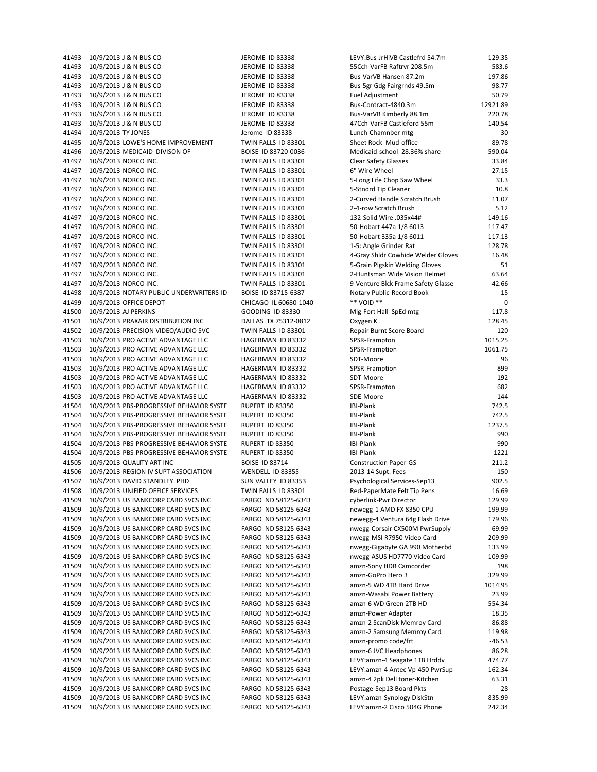| | | | | | |
|---|---|---|---|---|---|
| 41493 | 10/9/2013 | J & N BUS CO | JEROME ID 83338 | LEVY:Bus-JrHiVB Castlefrd 54.7m | 129.35 |
| 41493 | 10/9/2013 | J & N BUS CO | JEROME ID 83338 | 55Cch-VarFB Raftrvr 208.5m | 583.6 |
| 41493 | 10/9/2013 | J & N BUS CO | JEROME ID 83338 | Bus-VarVB Hansen 87.2m | 197.86 |
| 41493 | 10/9/2013 | J & N BUS CO | JEROME ID 83338 | Bus-5gr Gdg Fairgrnds 49.5m | 98.77 |
| 41493 | 10/9/2013 | J & N BUS CO | JEROME ID 83338 | Fuel Adjustment | 50.79 |
| 41493 | 10/9/2013 | J & N BUS CO | JEROME ID 83338 | Bus-Contract-4840.3m | 12921.89 |
| 41493 | 10/9/2013 | J & N BUS CO | JEROME ID 83338 | Bus-VarVB Kimberly 88.1m | 220.78 |
| 41493 | 10/9/2013 | J & N BUS CO | JEROME ID 83338 | 47Cch-VarFB Castleford 55m | 140.54 |
| 41494 | 10/9/2013 | TY JONES | Jerome ID 83338 | Lunch-Chamnber mtg | 30 |
| 41495 | 10/9/2013 | LOWE'S HOME IMPROVEMENT | TWIN FALLS ID 83301 | Sheet Rock Mud-office | 89.78 |
| 41496 | 10/9/2013 | MEDICAID DIVISON OF | BOISE ID 83720-0036 | Medicaid-school 28.36% share | 590.04 |
| 41497 | 10/9/2013 | NORCO INC. | TWIN FALLS ID 83301 | Clear Safety Glasses | 33.84 |
| 41497 | 10/9/2013 | NORCO INC. | TWIN FALLS ID 83301 | 6" Wire Wheel | 27.15 |
| 41497 | 10/9/2013 | NORCO INC. | TWIN FALLS ID 83301 | 5-Long Life Chop Saw Wheel | 33.3 |
| 41497 | 10/9/2013 | NORCO INC. | TWIN FALLS ID 83301 | 5-Stndrd Tip Cleaner | 10.8 |
| 41497 | 10/9/2013 | NORCO INC. | TWIN FALLS ID 83301 | 2-Curved Handle Scratch Brush | 11.07 |
| 41497 | 10/9/2013 | NORCO INC. | TWIN FALLS ID 83301 | 2-4-row Scratch Brush | 5.12 |
| 41497 | 10/9/2013 | NORCO INC. | TWIN FALLS ID 83301 | 132-Solid Wire .035x44# | 149.16 |
| 41497 | 10/9/2013 | NORCO INC. | TWIN FALLS ID 83301 | 50-Hobart 447a 1/8 6013 | 117.47 |
| 41497 | 10/9/2013 | NORCO INC. | TWIN FALLS ID 83301 | 50-Hobart 335a 1/8 6011 | 117.13 |
| 41497 | 10/9/2013 | NORCO INC. | TWIN FALLS ID 83301 | 1-5: Angle Grinder Rat | 128.78 |
| 41497 | 10/9/2013 | NORCO INC. | TWIN FALLS ID 83301 | 4-Gray Shldr Cowhide Welder Gloves | 16.48 |
| 41497 | 10/9/2013 | NORCO INC. | TWIN FALLS ID 83301 | 5-Grain Pigskin Welding Gloves | 51 |
| 41497 | 10/9/2013 | NORCO INC. | TWIN FALLS ID 83301 | 2-Huntsman Wide Vision Helmet | 63.64 |
| 41497 | 10/9/2013 | NORCO INC. | TWIN FALLS ID 83301 | 9-Venture Blck Frame Safety Glasse | 42.66 |
| 41498 | 10/9/2013 | NOTARY PUBLIC UNDERWRITERS-ID | BOISE ID 83715-6387 | Notary Public-Record Book | 15 |
| 41499 | 10/9/2013 | OFFICE DEPOT | CHICAGO IL 60680-1040 | ** VOID ** | 0 |
| 41500 | 10/9/2013 | AJ PERKINS | GOODING ID 83330 | Mlg-Fort Hall SpEd mtg | 117.8 |
| 41501 | 10/9/2013 | PRAXAIR DISTRIBUTION INC | DALLAS TX 75312-0812 | Oxygen K | 128.45 |
| 41502 | 10/9/2013 | PRECISION VIDEO/AUDIO SVC | TWIN FALLS ID 83301 | Repair Burnt Score Board | 120 |
| 41503 | 10/9/2013 | PRO ACTIVE ADVANTAGE LLC | HAGERMAN ID 83332 | SPSR-Frampton | 1015.25 |
| 41503 | 10/9/2013 | PRO ACTIVE ADVANTAGE LLC | HAGERMAN ID 83332 | SPSR-Framption | 1061.75 |
| 41503 | 10/9/2013 | PRO ACTIVE ADVANTAGE LLC | HAGERMAN ID 83332 | SDT-Moore | 96 |
| 41503 | 10/9/2013 | PRO ACTIVE ADVANTAGE LLC | HAGERMAN ID 83332 | SPSR-Framption | 899 |
| 41503 | 10/9/2013 | PRO ACTIVE ADVANTAGE LLC | HAGERMAN ID 83332 | SDT-Moore | 192 |
| 41503 | 10/9/2013 | PRO ACTIVE ADVANTAGE LLC | HAGERMAN ID 83332 | SPSR-Frampton | 682 |
| 41503 | 10/9/2013 | PRO ACTIVE ADVANTAGE LLC | HAGERMAN ID 83332 | SDE-Moore | 144 |
| 41504 | 10/9/2013 | PBS-PROGRESSIVE BEHAVIOR SYSTE | RUPERT ID 83350 | IBI-Plank | 742.5 |
| 41504 | 10/9/2013 | PBS-PROGRESSIVE BEHAVIOR SYSTE | RUPERT ID 83350 | IBI-Plank | 742.5 |
| 41504 | 10/9/2013 | PBS-PROGRESSIVE BEHAVIOR SYSTE | RUPERT ID 83350 | IBI-Plank | 1237.5 |
| 41504 | 10/9/2013 | PBS-PROGRESSIVE BEHAVIOR SYSTE | RUPERT ID 83350 | IBI-Plank | 990 |
| 41504 | 10/9/2013 | PBS-PROGRESSIVE BEHAVIOR SYSTE | RUPERT ID 83350 | IBI-Plank | 990 |
| 41504 | 10/9/2013 | PBS-PROGRESSIVE BEHAVIOR SYSTE | RUPERT ID 83350 | IBI-Plank | 1221 |
| 41505 | 10/9/2013 | QUALITY ART INC | BOISE ID 83714 | Construction Paper-GS | 211.2 |
| 41506 | 10/9/2013 | REGION IV SUPT ASSOCIATION | WENDELL ID 83355 | 2013-14 Supt. Fees | 150 |
| 41507 | 10/9/2013 | DAVID STANDLEY PHD | SUN VALLEY ID 83353 | Psychological Services-Sep13 | 902.5 |
| 41508 | 10/9/2013 | UNIFIED OFFICE SERVICES | TWIN FALLS ID 83301 | Red-PaperMate Felt Tip Pens | 16.69 |
| 41509 | 10/9/2013 | US BANKCORP CARD SVCS INC | FARGO ND 58125-6343 | cyberlink-Pwr Director | 129.99 |
| 41509 | 10/9/2013 | US BANKCORP CARD SVCS INC | FARGO ND 58125-6343 | newegg-1 AMD FX 8350 CPU | 199.99 |
| 41509 | 10/9/2013 | US BANKCORP CARD SVCS INC | FARGO ND 58125-6343 | newegg-4 Ventura 64g Flash Drive | 179.96 |
| 41509 | 10/9/2013 | US BANKCORP CARD SVCS INC | FARGO ND 58125-6343 | nwegg-Corsair CX500M PwrSupply | 69.99 |
| 41509 | 10/9/2013 | US BANKCORP CARD SVCS INC | FARGO ND 58125-6343 | nwegg-MSI R7950 Video Card | 209.99 |
| 41509 | 10/9/2013 | US BANKCORP CARD SVCS INC | FARGO ND 58125-6343 | nwegg-Gigabyte GA 990 Motherbd | 133.99 |
| 41509 | 10/9/2013 | US BANKCORP CARD SVCS INC | FARGO ND 58125-6343 | nwegg-ASUS HD7770 Video Card | 109.99 |
| 41509 | 10/9/2013 | US BANKCORP CARD SVCS INC | FARGO ND 58125-6343 | amzn-Sony HDR Camcorder | 198 |
| 41509 | 10/9/2013 | US BANKCORP CARD SVCS INC | FARGO ND 58125-6343 | amzn-GoPro Hero 3 | 329.99 |
| 41509 | 10/9/2013 | US BANKCORP CARD SVCS INC | FARGO ND 58125-6343 | amzn-5 WD 4TB Hard Drive | 1014.95 |
| 41509 | 10/9/2013 | US BANKCORP CARD SVCS INC | FARGO ND 58125-6343 | amzn-Wasabi Power Battery | 23.99 |
| 41509 | 10/9/2013 | US BANKCORP CARD SVCS INC | FARGO ND 58125-6343 | amzn-6 WD Green 2TB HD | 554.34 |
| 41509 | 10/9/2013 | US BANKCORP CARD SVCS INC | FARGO ND 58125-6343 | amzn-Power Adapter | 18.35 |
| 41509 | 10/9/2013 | US BANKCORP CARD SVCS INC | FARGO ND 58125-6343 | amzn-2 ScanDisk Memroy Card | 86.88 |
| 41509 | 10/9/2013 | US BANKCORP CARD SVCS INC | FARGO ND 58125-6343 | amzn-2 Samsung Memroy Card | 119.98 |
| 41509 | 10/9/2013 | US BANKCORP CARD SVCS INC | FARGO ND 58125-6343 | amzn-promo code/frt | -46.53 |
| 41509 | 10/9/2013 | US BANKCORP CARD SVCS INC | FARGO ND 58125-6343 | amzn-6 JVC Headphones | 86.28 |
| 41509 | 10/9/2013 | US BANKCORP CARD SVCS INC | FARGO ND 58125-6343 | LEVY:amzn-4 Seagate 1TB Hrddv | 474.77 |
| 41509 | 10/9/2013 | US BANKCORP CARD SVCS INC | FARGO ND 58125-6343 | LEVY:amzn-4 Antec Vp-450 PwrSup | 162.34 |
| 41509 | 10/9/2013 | US BANKCORP CARD SVCS INC | FARGO ND 58125-6343 | amzn-4 2pk Dell toner-Kitchen | 63.31 |
| 41509 | 10/9/2013 | US BANKCORP CARD SVCS INC | FARGO ND 58125-6343 | Postage-Sep13 Board Pkts | 28 |
| 41509 | 10/9/2013 | US BANKCORP CARD SVCS INC | FARGO ND 58125-6343 | LEVY:amzn-Synology DiskStn | 835.99 |
| 41509 | 10/9/2013 | US BANKCORP CARD SVCS INC | FARGO ND 58125-6343 | LEVY:amzn-2 Cisco 504G Phone | 242.34 |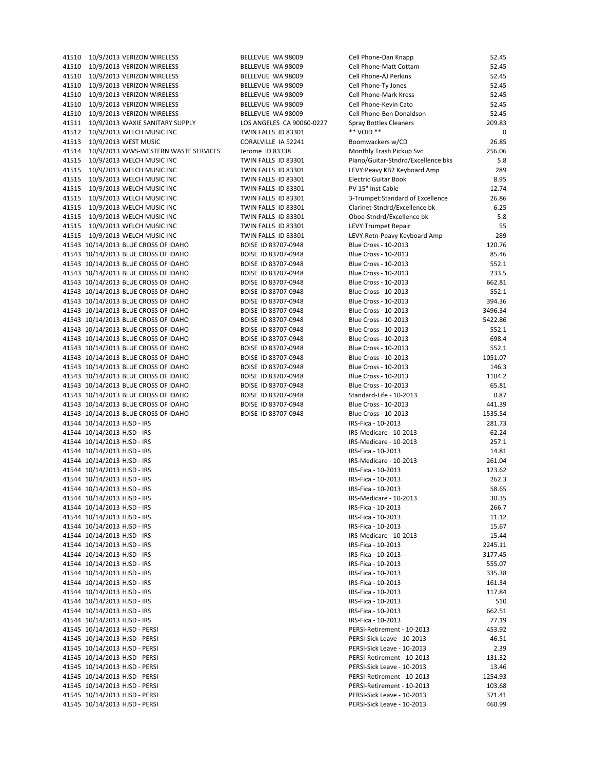| | | | | | |
|---|---|---|---|---|---|
| 41510 | 10/9/2013 | VERIZON WIRELESS | BELLEVUE WA 98009 | Cell Phone-Dan Knapp | 52.45 |
| 41510 | 10/9/2013 | VERIZON WIRELESS | BELLEVUE WA 98009 | Cell Phone-Matt Cottam | 52.45 |
| 41510 | 10/9/2013 | VERIZON WIRELESS | BELLEVUE WA 98009 | Cell Phone-AJ Perkins | 52.45 |
| 41510 | 10/9/2013 | VERIZON WIRELESS | BELLEVUE WA 98009 | Cell Phone-Ty Jones | 52.45 |
| 41510 | 10/9/2013 | VERIZON WIRELESS | BELLEVUE WA 98009 | Cell Phone-Mark Kress | 52.45 |
| 41510 | 10/9/2013 | VERIZON WIRELESS | BELLEVUE WA 98009 | Cell Phone-Kevin Cato | 52.45 |
| 41510 | 10/9/2013 | VERIZON WIRELESS | BELLEVUE WA 98009 | Cell Phone-Ben Donaldson | 52.45 |
| 41511 | 10/9/2013 | WAXIE SANITARY SUPPLY | LOS ANGELES CA 90060-0227 | Spray Bottles Cleaners | 209.83 |
| 41512 | 10/9/2013 | WELCH MUSIC INC | TWIN FALLS ID 83301 | ** VOID ** | 0 |
| 41513 | 10/9/2013 | WEST MUSIC | CORALVILLE IA 52241 | Boomwackers w/CD | 26.85 |
| 41514 | 10/9/2013 | WWS-WESTERN WASTE SERVICES | Jerome ID 83338 | Monthly Trash Pickup Svc | 256.06 |
| 41515 | 10/9/2013 | WELCH MUSIC INC | TWIN FALLS ID 83301 | Piano/Guitar-Stndrd/Excellence bks | 5.8 |
| 41515 | 10/9/2013 | WELCH MUSIC INC | TWIN FALLS ID 83301 | LEVY:Peavy KB2 Keyboard Amp | 289 |
| 41515 | 10/9/2013 | WELCH MUSIC INC | TWIN FALLS ID 83301 | Electric Guitar Book | 8.95 |
| 41515 | 10/9/2013 | WELCH MUSIC INC | TWIN FALLS ID 83301 | PV 15" Inst Cable | 12.74 |
| 41515 | 10/9/2013 | WELCH MUSIC INC | TWIN FALLS ID 83301 | 3-Trumpet:Standard of Excellence | 26.86 |
| 41515 | 10/9/2013 | WELCH MUSIC INC | TWIN FALLS ID 83301 | Clarinet-Stndrd/Excellence bk | 6.25 |
| 41515 | 10/9/2013 | WELCH MUSIC INC | TWIN FALLS ID 83301 | Oboe-Stndrd/Excellence bk | 5.8 |
| 41515 | 10/9/2013 | WELCH MUSIC INC | TWIN FALLS ID 83301 | LEVY:Trumpet Repair | 55 |
| 41515 | 10/9/2013 | WELCH MUSIC INC | TWIN FALLS ID 83301 | LEVY:Retn-Peavy Keyboard Amp | -289 |
| 41543 | 10/14/2013 | BLUE CROSS OF IDAHO | BOISE ID 83707-0948 | Blue Cross - 10-2013 | 120.76 |
| 41543 | 10/14/2013 | BLUE CROSS OF IDAHO | BOISE ID 83707-0948 | Blue Cross - 10-2013 | 85.46 |
| 41543 | 10/14/2013 | BLUE CROSS OF IDAHO | BOISE ID 83707-0948 | Blue Cross - 10-2013 | 552.1 |
| 41543 | 10/14/2013 | BLUE CROSS OF IDAHO | BOISE ID 83707-0948 | Blue Cross - 10-2013 | 233.5 |
| 41543 | 10/14/2013 | BLUE CROSS OF IDAHO | BOISE ID 83707-0948 | Blue Cross - 10-2013 | 662.81 |
| 41543 | 10/14/2013 | BLUE CROSS OF IDAHO | BOISE ID 83707-0948 | Blue Cross - 10-2013 | 552.1 |
| 41543 | 10/14/2013 | BLUE CROSS OF IDAHO | BOISE ID 83707-0948 | Blue Cross - 10-2013 | 394.36 |
| 41543 | 10/14/2013 | BLUE CROSS OF IDAHO | BOISE ID 83707-0948 | Blue Cross - 10-2013 | 3496.34 |
| 41543 | 10/14/2013 | BLUE CROSS OF IDAHO | BOISE ID 83707-0948 | Blue Cross - 10-2013 | 5422.86 |
| 41543 | 10/14/2013 | BLUE CROSS OF IDAHO | BOISE ID 83707-0948 | Blue Cross - 10-2013 | 552.1 |
| 41543 | 10/14/2013 | BLUE CROSS OF IDAHO | BOISE ID 83707-0948 | Blue Cross - 10-2013 | 698.4 |
| 41543 | 10/14/2013 | BLUE CROSS OF IDAHO | BOISE ID 83707-0948 | Blue Cross - 10-2013 | 552.1 |
| 41543 | 10/14/2013 | BLUE CROSS OF IDAHO | BOISE ID 83707-0948 | Blue Cross - 10-2013 | 1051.07 |
| 41543 | 10/14/2013 | BLUE CROSS OF IDAHO | BOISE ID 83707-0948 | Blue Cross - 10-2013 | 146.3 |
| 41543 | 10/14/2013 | BLUE CROSS OF IDAHO | BOISE ID 83707-0948 | Blue Cross - 10-2013 | 1104.2 |
| 41543 | 10/14/2013 | BLUE CROSS OF IDAHO | BOISE ID 83707-0948 | Blue Cross - 10-2013 | 65.81 |
| 41543 | 10/14/2013 | BLUE CROSS OF IDAHO | BOISE ID 83707-0948 | Standard-Life - 10-2013 | 0.87 |
| 41543 | 10/14/2013 | BLUE CROSS OF IDAHO | BOISE ID 83707-0948 | Blue Cross - 10-2013 | 441.39 |
| 41543 | 10/14/2013 | BLUE CROSS OF IDAHO | BOISE ID 83707-0948 | Blue Cross - 10-2013 | 1535.54 |
| 41544 | 10/14/2013 | HJSD - IRS | | IRS-Fica - 10-2013 | 281.73 |
| 41544 | 10/14/2013 | HJSD - IRS | | IRS-Medicare - 10-2013 | 62.24 |
| 41544 | 10/14/2013 | HJSD - IRS | | IRS-Medicare - 10-2013 | 257.1 |
| 41544 | 10/14/2013 | HJSD - IRS | | IRS-Fica - 10-2013 | 14.81 |
| 41544 | 10/14/2013 | HJSD - IRS | | IRS-Medicare - 10-2013 | 261.04 |
| 41544 | 10/14/2013 | HJSD - IRS | | IRS-Fica - 10-2013 | 123.62 |
| 41544 | 10/14/2013 | HJSD - IRS | | IRS-Fica - 10-2013 | 262.3 |
| 41544 | 10/14/2013 | HJSD - IRS | | IRS-Fica - 10-2013 | 58.65 |
| 41544 | 10/14/2013 | HJSD - IRS | | IRS-Medicare - 10-2013 | 30.35 |
| 41544 | 10/14/2013 | HJSD - IRS | | IRS-Fica - 10-2013 | 266.7 |
| 41544 | 10/14/2013 | HJSD - IRS | | IRS-Fica - 10-2013 | 11.12 |
| 41544 | 10/14/2013 | HJSD - IRS | | IRS-Fica - 10-2013 | 15.67 |
| 41544 | 10/14/2013 | HJSD - IRS | | IRS-Medicare - 10-2013 | 15.44 |
| 41544 | 10/14/2013 | HJSD - IRS | | IRS-Fica - 10-2013 | 2245.11 |
| 41544 | 10/14/2013 | HJSD - IRS | | IRS-Fica - 10-2013 | 3177.45 |
| 41544 | 10/14/2013 | HJSD - IRS | | IRS-Fica - 10-2013 | 555.07 |
| 41544 | 10/14/2013 | HJSD - IRS | | IRS-Fica - 10-2013 | 335.38 |
| 41544 | 10/14/2013 | HJSD - IRS | | IRS-Fica - 10-2013 | 161.34 |
| 41544 | 10/14/2013 | HJSD - IRS | | IRS-Fica - 10-2013 | 117.84 |
| 41544 | 10/14/2013 | HJSD - IRS | | IRS-Fica - 10-2013 | 510 |
| 41544 | 10/14/2013 | HJSD - IRS | | IRS-Fica - 10-2013 | 662.51 |
| 41544 | 10/14/2013 | HJSD - IRS | | IRS-Fica - 10-2013 | 77.19 |
| 41545 | 10/14/2013 | HJSD - PERSI | | PERSI-Retirement - 10-2013 | 453.92 |
| 41545 | 10/14/2013 | HJSD - PERSI | | PERSI-Sick Leave - 10-2013 | 46.51 |
| 41545 | 10/14/2013 | HJSD - PERSI | | PERSI-Sick Leave - 10-2013 | 2.39 |
| 41545 | 10/14/2013 | HJSD - PERSI | | PERSI-Retirement - 10-2013 | 131.32 |
| 41545 | 10/14/2013 | HJSD - PERSI | | PERSI-Sick Leave - 10-2013 | 13.46 |
| 41545 | 10/14/2013 | HJSD - PERSI | | PERSI-Retirement - 10-2013 | 1254.93 |
| 41545 | 10/14/2013 | HJSD - PERSI | | PERSI-Retirement - 10-2013 | 103.68 |
| 41545 | 10/14/2013 | HJSD - PERSI | | PERSI-Sick Leave - 10-2013 | 371.41 |
| 41545 | 10/14/2013 | HJSD - PERSI | | PERSI-Sick Leave - 10-2013 | 460.99 |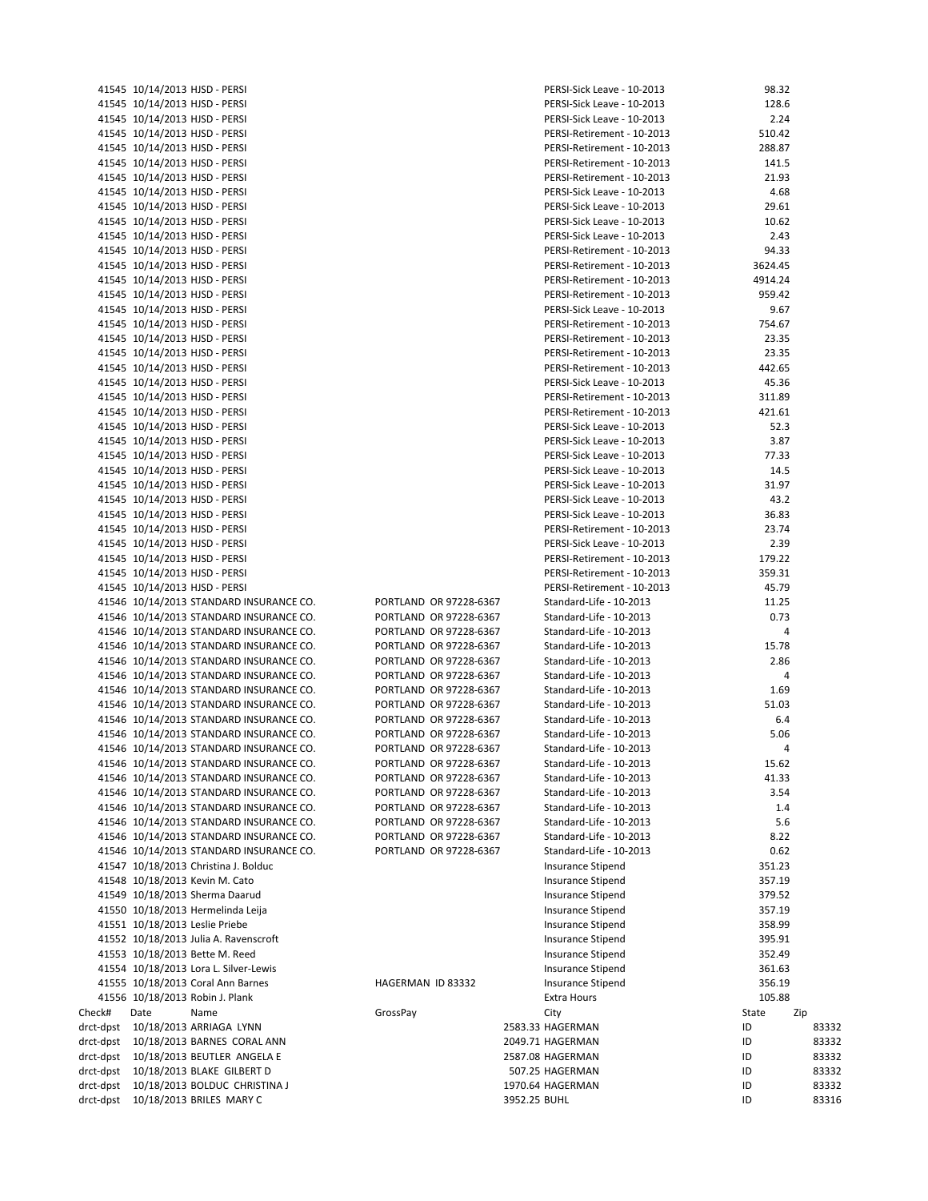| | | | | | | |
|---|---|---|---|---|---|---|
| 41545 | 10/14/2013 | HJSD - PERSI | | PERSI-Sick Leave - 10-2013 | 98.32 | |
| 41545 | 10/14/2013 | HJSD - PERSI | | PERSI-Sick Leave - 10-2013 | 128.6 | |
| 41545 | 10/14/2013 | HJSD - PERSI | | PERSI-Sick Leave - 10-2013 | 2.24 | |
| 41545 | 10/14/2013 | HJSD - PERSI | | PERSI-Retirement - 10-2013 | 510.42 | |
| 41545 | 10/14/2013 | HJSD - PERSI | | PERSI-Retirement - 10-2013 | 288.87 | |
| 41545 | 10/14/2013 | HJSD - PERSI | | PERSI-Retirement - 10-2013 | 141.5 | |
| 41545 | 10/14/2013 | HJSD - PERSI | | PERSI-Retirement - 10-2013 | 21.93 | |
| 41545 | 10/14/2013 | HJSD - PERSI | | PERSI-Sick Leave - 10-2013 | 4.68 | |
| 41545 | 10/14/2013 | HJSD - PERSI | | PERSI-Sick Leave - 10-2013 | 29.61 | |
| 41545 | 10/14/2013 | HJSD - PERSI | | PERSI-Sick Leave - 10-2013 | 10.62 | |
| 41545 | 10/14/2013 | HJSD - PERSI | | PERSI-Sick Leave - 10-2013 | 2.43 | |
| 41545 | 10/14/2013 | HJSD - PERSI | | PERSI-Retirement - 10-2013 | 94.33 | |
| 41545 | 10/14/2013 | HJSD - PERSI | | PERSI-Retirement - 10-2013 | 3624.45 | |
| 41545 | 10/14/2013 | HJSD - PERSI | | PERSI-Retirement - 10-2013 | 4914.24 | |
| 41545 | 10/14/2013 | HJSD - PERSI | | PERSI-Retirement - 10-2013 | 959.42 | |
| 41545 | 10/14/2013 | HJSD - PERSI | | PERSI-Sick Leave - 10-2013 | 9.67 | |
| 41545 | 10/14/2013 | HJSD - PERSI | | PERSI-Retirement - 10-2013 | 754.67 | |
| 41545 | 10/14/2013 | HJSD - PERSI | | PERSI-Retirement - 10-2013 | 23.35 | |
| 41545 | 10/14/2013 | HJSD - PERSI | | PERSI-Retirement - 10-2013 | 23.35 | |
| 41545 | 10/14/2013 | HJSD - PERSI | | PERSI-Retirement - 10-2013 | 442.65 | |
| 41545 | 10/14/2013 | HJSD - PERSI | | PERSI-Sick Leave - 10-2013 | 45.36 | |
| 41545 | 10/14/2013 | HJSD - PERSI | | PERSI-Retirement - 10-2013 | 311.89 | |
| 41545 | 10/14/2013 | HJSD - PERSI | | PERSI-Retirement - 10-2013 | 421.61 | |
| 41545 | 10/14/2013 | HJSD - PERSI | | PERSI-Sick Leave - 10-2013 | 52.3 | |
| 41545 | 10/14/2013 | HJSD - PERSI | | PERSI-Sick Leave - 10-2013 | 3.87 | |
| 41545 | 10/14/2013 | HJSD - PERSI | | PERSI-Sick Leave - 10-2013 | 77.33 | |
| 41545 | 10/14/2013 | HJSD - PERSI | | PERSI-Sick Leave - 10-2013 | 14.5 | |
| 41545 | 10/14/2013 | HJSD - PERSI | | PERSI-Sick Leave - 10-2013 | 31.97 | |
| 41545 | 10/14/2013 | HJSD - PERSI | | PERSI-Sick Leave - 10-2013 | 43.2 | |
| 41545 | 10/14/2013 | HJSD - PERSI | | PERSI-Sick Leave - 10-2013 | 36.83 | |
| 41545 | 10/14/2013 | HJSD - PERSI | | PERSI-Retirement - 10-2013 | 23.74 | |
| 41545 | 10/14/2013 | HJSD - PERSI | | PERSI-Sick Leave - 10-2013 | 2.39 | |
| 41545 | 10/14/2013 | HJSD - PERSI | | PERSI-Retirement - 10-2013 | 179.22 | |
| 41545 | 10/14/2013 | HJSD - PERSI | | PERSI-Retirement - 10-2013 | 359.31 | |
| 41545 | 10/14/2013 | HJSD - PERSI | | PERSI-Retirement - 10-2013 | 45.79 | |
| 41546 | 10/14/2013 | STANDARD INSURANCE CO. | PORTLAND OR 97228-6367 | Standard-Life - 10-2013 | 11.25 | |
| 41546 | 10/14/2013 | STANDARD INSURANCE CO. | PORTLAND OR 97228-6367 | Standard-Life - 10-2013 | 0.73 | |
| 41546 | 10/14/2013 | STANDARD INSURANCE CO. | PORTLAND OR 97228-6367 | Standard-Life - 10-2013 | 4 | |
| 41546 | 10/14/2013 | STANDARD INSURANCE CO. | PORTLAND OR 97228-6367 | Standard-Life - 10-2013 | 15.78 | |
| 41546 | 10/14/2013 | STANDARD INSURANCE CO. | PORTLAND OR 97228-6367 | Standard-Life - 10-2013 | 2.86 | |
| 41546 | 10/14/2013 | STANDARD INSURANCE CO. | PORTLAND OR 97228-6367 | Standard-Life - 10-2013 | 4 | |
| 41546 | 10/14/2013 | STANDARD INSURANCE CO. | PORTLAND OR 97228-6367 | Standard-Life - 10-2013 | 1.69 | |
| 41546 | 10/14/2013 | STANDARD INSURANCE CO. | PORTLAND OR 97228-6367 | Standard-Life - 10-2013 | 51.03 | |
| 41546 | 10/14/2013 | STANDARD INSURANCE CO. | PORTLAND OR 97228-6367 | Standard-Life - 10-2013 | 6.4 | |
| 41546 | 10/14/2013 | STANDARD INSURANCE CO. | PORTLAND OR 97228-6367 | Standard-Life - 10-2013 | 5.06 | |
| 41546 | 10/14/2013 | STANDARD INSURANCE CO. | PORTLAND OR 97228-6367 | Standard-Life - 10-2013 | 4 | |
| 41546 | 10/14/2013 | STANDARD INSURANCE CO. | PORTLAND OR 97228-6367 | Standard-Life - 10-2013 | 15.62 | |
| 41546 | 10/14/2013 | STANDARD INSURANCE CO. | PORTLAND OR 97228-6367 | Standard-Life - 10-2013 | 41.33 | |
| 41546 | 10/14/2013 | STANDARD INSURANCE CO. | PORTLAND OR 97228-6367 | Standard-Life - 10-2013 | 3.54 | |
| 41546 | 10/14/2013 | STANDARD INSURANCE CO. | PORTLAND OR 97228-6367 | Standard-Life - 10-2013 | 1.4 | |
| 41546 | 10/14/2013 | STANDARD INSURANCE CO. | PORTLAND OR 97228-6367 | Standard-Life - 10-2013 | 5.6 | |
| 41546 | 10/14/2013 | STANDARD INSURANCE CO. | PORTLAND OR 97228-6367 | Standard-Life - 10-2013 | 8.22 | |
| 41546 | 10/14/2013 | STANDARD INSURANCE CO. | PORTLAND OR 97228-6367 | Standard-Life - 10-2013 | 0.62 | |
| 41547 | 10/18/2013 | Christina J. Bolduc | | Insurance Stipend | 351.23 | |
| 41548 | 10/18/2013 | Kevin M. Cato | | Insurance Stipend | 357.19 | |
| 41549 | 10/18/2013 | Sherma Daarud | | Insurance Stipend | 379.52 | |
| 41550 | 10/18/2013 | Hermelinda Leija | | Insurance Stipend | 357.19 | |
| 41551 | 10/18/2013 | Leslie Priebe | | Insurance Stipend | 358.99 | |
| 41552 | 10/18/2013 | Julia A. Ravenscroft | | Insurance Stipend | 395.91 | |
| 41553 | 10/18/2013 | Bette M. Reed | | Insurance Stipend | 352.49 | |
| 41554 | 10/18/2013 | Lora L. Silver-Lewis | | Insurance Stipend | 361.63 | |
| 41555 | 10/18/2013 | Coral Ann Barnes | HAGERMAN ID 83332 | Insurance Stipend | 356.19 | |
| 41556 | 10/18/2013 | Robin J. Plank | | Extra Hours | 105.88 | |

| Check# | Date | Name | GrossPay | City | State | Zip |
|---|---|---|---|---|---|---|
| drct-dpst | 10/18/2013 | ARRIAGA LYNN | 2583.33 | HAGERMAN | ID | 83332 |
| drct-dpst | 10/18/2013 | BARNES CORAL ANN | 2049.71 | HAGERMAN | ID | 83332 |
| drct-dpst | 10/18/2013 | BEUTLER ANGELA E | 2587.08 | HAGERMAN | ID | 83332 |
| drct-dpst | 10/18/2013 | BLAKE GILBERT D | 507.25 | HAGERMAN | ID | 83332 |
| drct-dpst | 10/18/2013 | BOLDUC CHRISTINA J | 1970.64 | HAGERMAN | ID | 83332 |
| drct-dpst | 10/18/2013 | BRILES MARY C | 3952.25 | BUHL | ID | 83316 |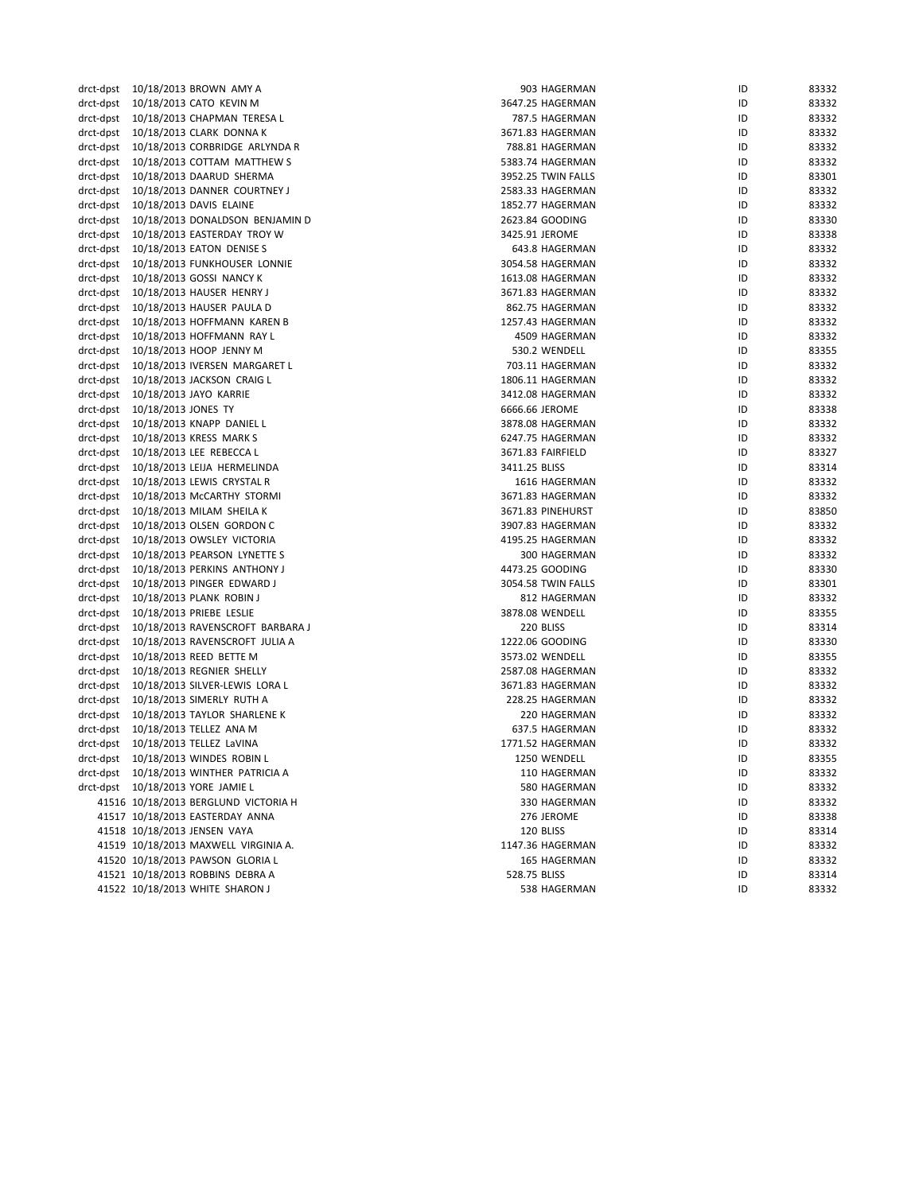| | | | | | | |
|---|---|---|---|---|---|---|
| drct-dpst | 10/18/2013 | BROWN AMY A | 903 | HAGERMAN | ID | 83332 |
| drct-dpst | 10/18/2013 | CATO KEVIN M | 3647.25 | HAGERMAN | ID | 83332 |
| drct-dpst | 10/18/2013 | CHAPMAN TERESA L | 787.5 | HAGERMAN | ID | 83332 |
| drct-dpst | 10/18/2013 | CLARK DONNA K | 3671.83 | HAGERMAN | ID | 83332 |
| drct-dpst | 10/18/2013 | CORBRIDGE ARLYNDA R | 788.81 | HAGERMAN | ID | 83332 |
| drct-dpst | 10/18/2013 | COTTAM MATTHEW S | 5383.74 | HAGERMAN | ID | 83332 |
| drct-dpst | 10/18/2013 | DAARUD SHERMA | 3952.25 | TWIN FALLS | ID | 83301 |
| drct-dpst | 10/18/2013 | DANNER COURTNEY J | 2583.33 | HAGERMAN | ID | 83332 |
| drct-dpst | 10/18/2013 | DAVIS ELAINE | 1852.77 | HAGERMAN | ID | 83332 |
| drct-dpst | 10/18/2013 | DONALDSON BENJAMIN D | 2623.84 | GOODING | ID | 83330 |
| drct-dpst | 10/18/2013 | EASTERDAY TROY W | 3425.91 | JEROME | ID | 83338 |
| drct-dpst | 10/18/2013 | EATON DENISE S | 643.8 | HAGERMAN | ID | 83332 |
| drct-dpst | 10/18/2013 | FUNKHOUSER LONNIE | 3054.58 | HAGERMAN | ID | 83332 |
| drct-dpst | 10/18/2013 | GOSSI NANCY K | 1613.08 | HAGERMAN | ID | 83332 |
| drct-dpst | 10/18/2013 | HAUSER HENRY J | 3671.83 | HAGERMAN | ID | 83332 |
| drct-dpst | 10/18/2013 | HAUSER PAULA D | 862.75 | HAGERMAN | ID | 83332 |
| drct-dpst | 10/18/2013 | HOFFMANN KAREN B | 1257.43 | HAGERMAN | ID | 83332 |
| drct-dpst | 10/18/2013 | HOFFMANN RAY L | 4509 | HAGERMAN | ID | 83332 |
| drct-dpst | 10/18/2013 | HOOP JENNY M | 530.2 | WENDELL | ID | 83355 |
| drct-dpst | 10/18/2013 | IVERSEN MARGARET L | 703.11 | HAGERMAN | ID | 83332 |
| drct-dpst | 10/18/2013 | JACKSON CRAIG L | 1806.11 | HAGERMAN | ID | 83332 |
| drct-dpst | 10/18/2013 | JAYO KARRIE | 3412.08 | HAGERMAN | ID | 83332 |
| drct-dpst | 10/18/2013 | JONES TY | 6666.66 | JEROME | ID | 83338 |
| drct-dpst | 10/18/2013 | KNAPP DANIEL L | 3878.08 | HAGERMAN | ID | 83332 |
| drct-dpst | 10/18/2013 | KRESS MARK S | 6247.75 | HAGERMAN | ID | 83332 |
| drct-dpst | 10/18/2013 | LEE REBECCA L | 3671.83 | FAIRFIELD | ID | 83327 |
| drct-dpst | 10/18/2013 | LEIJA HERMELINDA | 3411.25 | BLISS | ID | 83314 |
| drct-dpst | 10/18/2013 | LEWIS CRYSTAL R | 1616 | HAGERMAN | ID | 83332 |
| drct-dpst | 10/18/2013 | McCARTHY STORMI | 3671.83 | HAGERMAN | ID | 83332 |
| drct-dpst | 10/18/2013 | MILAM SHEILA K | 3671.83 | PINEHURST | ID | 83850 |
| drct-dpst | 10/18/2013 | OLSEN GORDON C | 3907.83 | HAGERMAN | ID | 83332 |
| drct-dpst | 10/18/2013 | OWSLEY VICTORIA | 4195.25 | HAGERMAN | ID | 83332 |
| drct-dpst | 10/18/2013 | PEARSON LYNETTE S | 300 | HAGERMAN | ID | 83332 |
| drct-dpst | 10/18/2013 | PERKINS ANTHONY J | 4473.25 | GOODING | ID | 83330 |
| drct-dpst | 10/18/2013 | PINGER EDWARD J | 3054.58 | TWIN FALLS | ID | 83301 |
| drct-dpst | 10/18/2013 | PLANK ROBIN J | 812 | HAGERMAN | ID | 83332 |
| drct-dpst | 10/18/2013 | PRIEBE LESLIE | 3878.08 | WENDELL | ID | 83355 |
| drct-dpst | 10/18/2013 | RAVENSCROFT BARBARA J | 220 | BLISS | ID | 83314 |
| drct-dpst | 10/18/2013 | RAVENSCROFT JULIA A | 1222.06 | GOODING | ID | 83330 |
| drct-dpst | 10/18/2013 | REED BETTE M | 3573.02 | WENDELL | ID | 83355 |
| drct-dpst | 10/18/2013 | REGNIER SHELLY | 2587.08 | HAGERMAN | ID | 83332 |
| drct-dpst | 10/18/2013 | SILVER-LEWIS LORA L | 3671.83 | HAGERMAN | ID | 83332 |
| drct-dpst | 10/18/2013 | SIMERLY RUTH A | 228.25 | HAGERMAN | ID | 83332 |
| drct-dpst | 10/18/2013 | TAYLOR SHARLENE K | 220 | HAGERMAN | ID | 83332 |
| drct-dpst | 10/18/2013 | TELLEZ ANA M | 637.5 | HAGERMAN | ID | 83332 |
| drct-dpst | 10/18/2013 | TELLEZ LaVINA | 1771.52 | HAGERMAN | ID | 83332 |
| drct-dpst | 10/18/2013 | WINDES ROBIN L | 1250 | WENDELL | ID | 83355 |
| drct-dpst | 10/18/2013 | WINTHER PATRICIA A | 110 | HAGERMAN | ID | 83332 |
| drct-dpst | 10/18/2013 | YORE JAMIE L | 580 | HAGERMAN | ID | 83332 |
| 41516 | 10/18/2013 | BERGLUND VICTORIA H | 330 | HAGERMAN | ID | 83332 |
| 41517 | 10/18/2013 | EASTERDAY ANNA | 276 | JEROME | ID | 83338 |
| 41518 | 10/18/2013 | JENSEN VAYA | 120 | BLISS | ID | 83314 |
| 41519 | 10/18/2013 | MAXWELL VIRGINIA A. | 1147.36 | HAGERMAN | ID | 83332 |
| 41520 | 10/18/2013 | PAWSON GLORIA L | 165 | HAGERMAN | ID | 83332 |
| 41521 | 10/18/2013 | ROBBINS DEBRA A | 528.75 | BLISS | ID | 83314 |
| 41522 | 10/18/2013 | WHITE SHARON J | 538 | HAGERMAN | ID | 83332 |